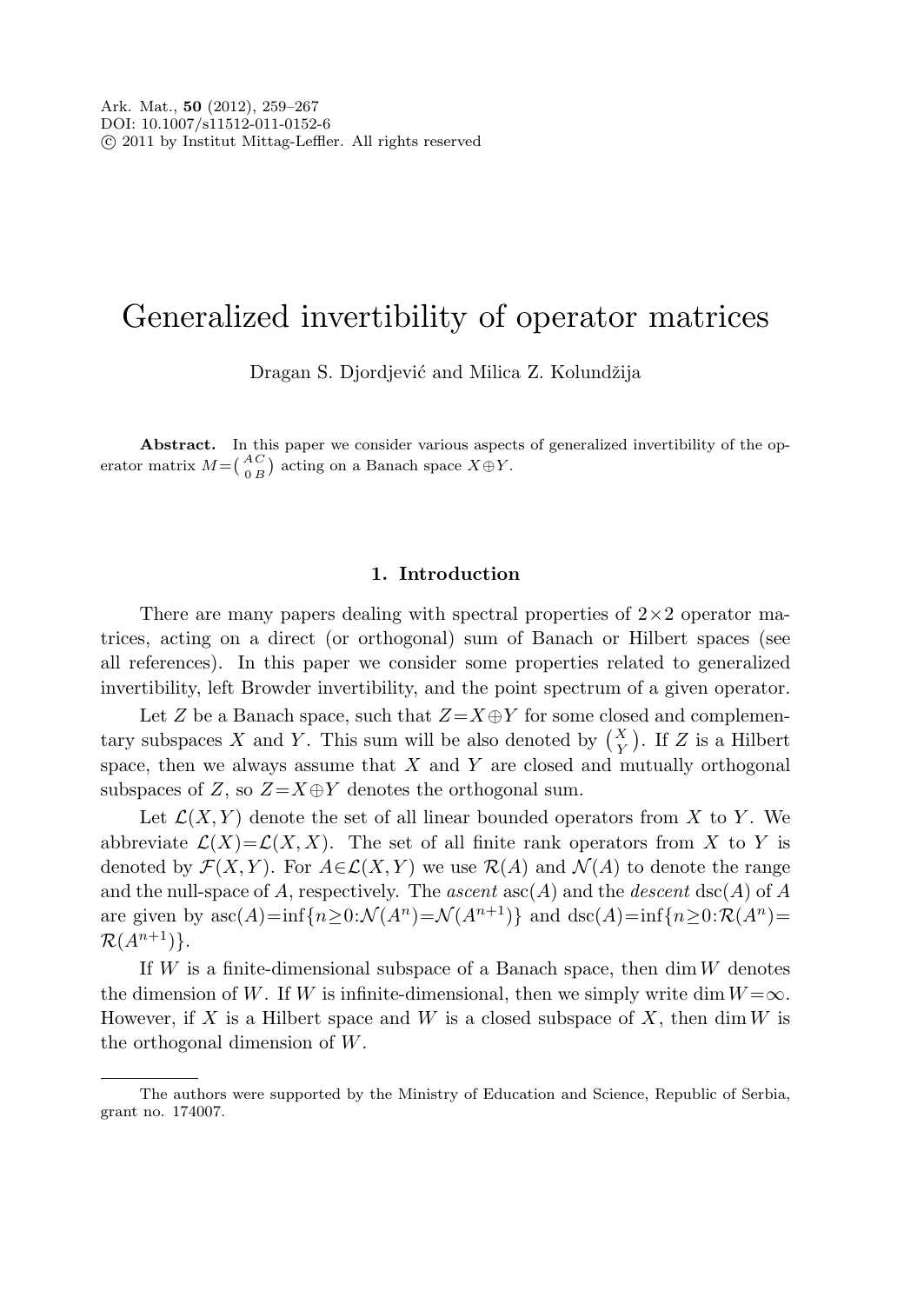Ark. Mat., **50** (2012), 259–267
DOI: 10.1007/s11512-011-0152-6
© 2011 by Institut Mittag-Leffler. All rights reserved

# Generalized invertibility of operator matrices

Dragan S. Djordjević and Milica Z. Kolundžija

**Abstract.** In this paper we consider various aspects of generalized invertibility of the operator matrix $M=\begin{pmatrix} A & C \\ 0 & B \end{pmatrix}$ acting on a Banach space $X\oplus Y$.

## 1. Introduction

There are many papers dealing with spectral properties of $2\times 2$ operator matrices, acting on a direct (or orthogonal) sum of Banach or Hilbert spaces (see all references). In this paper we consider some properties related to generalized invertibility, left Browder invertibility, and the point spectrum of a given operator.

Let $Z$ be a Banach space, such that $Z=X\oplus Y$ for some closed and complementary subspaces $X$ and $Y$. This sum will be also denoted by $\begin{pmatrix} X \\ Y \end{pmatrix}$. If $Z$ is a Hilbert space, then we always assume that $X$ and $Y$ are closed and mutually orthogonal subspaces of $Z$, so $Z=X\oplus Y$ denotes the orthogonal sum.

Let $\mathcal{L}(X,Y)$ denote the set of all linear bounded operators from $X$ to $Y$. We abbreviate $\mathcal{L}(X)=\mathcal{L}(X,X)$. The set of all finite rank operators from $X$ to $Y$ is denoted by $\mathcal{F}(X,Y)$. For $A\in\mathcal{L}(X,Y)$ we use $\mathcal{R}(A)$ and $\mathcal{N}(A)$ to denote the range and the null-space of $A$, respectively. The *ascent* $\operatorname{asc}(A)$ and the *descent* $\operatorname{dsc}(A)$ of $A$ are given by $\operatorname{asc}(A)=\inf\{n\geq 0:\mathcal{N}(A^n)=\mathcal{N}(A^{n+1})\}$ and $\operatorname{dsc}(A)=\inf\{n\geq 0:\mathcal{R}(A^n)=\mathcal{R}(A^{n+1})\}$.

If $W$ is a finite-dimensional subspace of a Banach space, then $\dim W$ denotes the dimension of $W$. If $W$ is infinite-dimensional, then we simply write $\dim W=\infty$. However, if $X$ is a Hilbert space and $W$ is a closed subspace of $X$, then $\dim W$ is the orthogonal dimension of $W$.

The authors were supported by the Ministry of Education and Science, Republic of Serbia, grant no. 174007.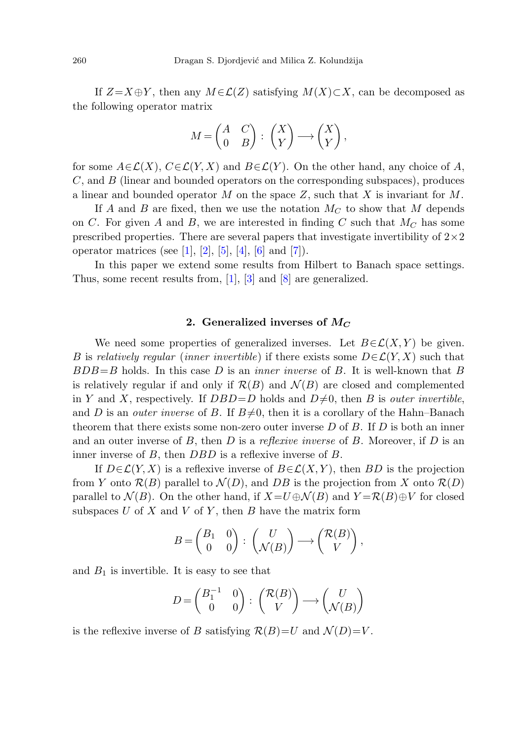If $Z = X \oplus Y$, then any $M \in \mathcal{L}(Z)$ satisfying $M(X) \subset X$, can be decomposed as the following operator matrix

$$M = \begin{pmatrix} A & C \\ 0 & B \end{pmatrix} : \begin{pmatrix} X \\ Y \end{pmatrix} \longrightarrow \begin{pmatrix} X \\ Y \end{pmatrix},$$

for some $A \in \mathcal{L}(X)$, $C \in \mathcal{L}(Y, X)$ and $B \in \mathcal{L}(Y)$. On the other hand, any choice of $A$, $C$, and $B$ (linear and bounded operators on the corresponding subspaces), produces a linear and bounded operator $M$ on the space $Z$, such that $X$ is invariant for $M$.

If $A$ and $B$ are fixed, then we use the notation $M_C$ to show that $M$ depends on $C$. For given $A$ and $B$, we are interested in finding $C$ such that $M_C$ has some prescribed properties. There are several papers that investigate invertibility of $2 \times 2$ operator matrices (see [1], [2], [5], [4], [6] and [7]).

In this paper we extend some results from Hilbert to Banach space settings. Thus, some recent results from, [1], [3] and [8] are generalized.

## 2. Generalized inverses of $M_C$

We need some properties of generalized inverses. Let $B \in \mathcal{L}(X, Y)$ be given. $B$ is *relatively regular* (*inner invertible*) if there exists some $D \in \mathcal{L}(Y, X)$ such that $BDB = B$ holds. In this case $D$ is an *inner inverse* of $B$. It is well-known that $B$ is relatively regular if and only if $\mathcal{R}(B)$ and $\mathcal{N}(B)$ are closed and complemented in $Y$ and $X$, respectively. If $DBD = D$ holds and $D \neq 0$, then $B$ is *outer invertible*, and $D$ is an *outer inverse* of $B$. If $B \neq 0$, then it is a corollary of the Hahn–Banach theorem that there exists some non-zero outer inverse $D$ of $B$. If $D$ is both an inner and an outer inverse of $B$, then $D$ is a *reflexive inverse* of $B$. Moreover, if $D$ is an inner inverse of $B$, then $DBD$ is a reflexive inverse of $B$.

If $D \in \mathcal{L}(Y, X)$ is a reflexive inverse of $B \in \mathcal{L}(X, Y)$, then $BD$ is the projection from $Y$ onto $\mathcal{R}(B)$ parallel to $\mathcal{N}(D)$, and $DB$ is the projection from $X$ onto $\mathcal{R}(D)$ parallel to $\mathcal{N}(B)$. On the other hand, if $X = U \oplus \mathcal{N}(B)$ and $Y = \mathcal{R}(B) \oplus V$ for closed subspaces $U$ of $X$ and $V$ of $Y$, then $B$ have the matrix form

$$B = \begin{pmatrix} B_1 & 0 \\ 0 & 0 \end{pmatrix} : \begin{pmatrix} U \\ \mathcal{N}(B) \end{pmatrix} \longrightarrow \begin{pmatrix} \mathcal{R}(B) \\ V \end{pmatrix},$$

and $B_1$ is invertible. It is easy to see that

$$D = \begin{pmatrix} B_1^{-1} & 0 \\ 0 & 0 \end{pmatrix} : \begin{pmatrix} \mathcal{R}(B) \\ V \end{pmatrix} \longrightarrow \begin{pmatrix} U \\ \mathcal{N}(B) \end{pmatrix}$$

is the reflexive inverse of $B$ satisfying $\mathcal{R}(B) = U$ and $\mathcal{N}(D) = V$.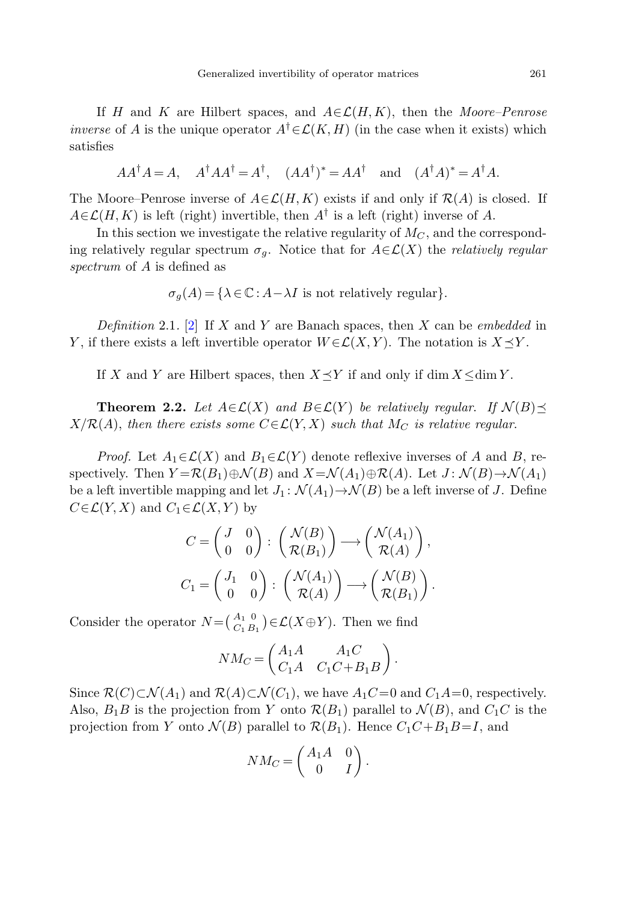If $H$ and $K$ are Hilbert spaces, and $A \in \mathcal{L}(H,K)$, then the *Moore–Penrose inverse* of $A$ is the unique operator $A^\dagger \in \mathcal{L}(K,H)$ (in the case when it exists) which satisfies

$$AA^\dagger A = A, \quad A^\dagger A A^\dagger = A^\dagger, \quad (AA^\dagger)^* = AA^\dagger \quad \text{and} \quad (A^\dagger A)^* = A^\dagger A.$$

The Moore–Penrose inverse of $A \in \mathcal{L}(H,K)$ exists if and only if $\mathcal{R}(A)$ is closed. If $A \in \mathcal{L}(H,K)$ is left (right) invertible, then $A^\dagger$ is a left (right) inverse of $A$.

In this section we investigate the relative regularity of $M_C$, and the corresponding relatively regular spectrum $\sigma_g$. Notice that for $A \in \mathcal{L}(X)$ the *relatively regular spectrum* of $A$ is defined as

$$\sigma_g(A) = \{\lambda \in \mathbb{C} : A - \lambda I \text{ is not relatively regular}\}.$$

*Definition* 2.1. [2] If $X$ and $Y$ are Banach spaces, then $X$ can be *embedded* in $Y$, if there exists a left invertible operator $W \in \mathcal{L}(X,Y)$. The notation is $X \preceq Y$.

If $X$ and $Y$ are Hilbert spaces, then $X \preceq Y$ if and only if $\dim X \leq \dim Y$.

**Theorem 2.2.** *Let $A \in \mathcal{L}(X)$ and $B \in \mathcal{L}(Y)$ be relatively regular. If $\mathcal{N}(B) \preceq X/\mathcal{R}(A)$, then there exists some $C \in \mathcal{L}(Y,X)$ such that $M_C$ is relative regular.*

*Proof.* Let $A_1 \in \mathcal{L}(X)$ and $B_1 \in \mathcal{L}(Y)$ denote reflexive inverses of $A$ and $B$, respectively. Then $Y = \mathcal{R}(B_1) \oplus \mathcal{N}(B)$ and $X = \mathcal{N}(A_1) \oplus \mathcal{R}(A)$. Let $J : \mathcal{N}(B) \to \mathcal{N}(A_1)$ be a left invertible mapping and let $J_1 : \mathcal{N}(A_1) \to \mathcal{N}(B)$ be a left inverse of $J$. Define $C \in \mathcal{L}(Y,X)$ and $C_1 \in \mathcal{L}(X,Y)$ by

$$C = \begin{pmatrix} J & 0 \\ 0 & 0 \end{pmatrix} : \begin{pmatrix} \mathcal{N}(B) \\ \mathcal{R}(B_1) \end{pmatrix} \longrightarrow \begin{pmatrix} \mathcal{N}(A_1) \\ \mathcal{R}(A) \end{pmatrix},$$

$$C_1 = \begin{pmatrix} J_1 & 0 \\ 0 & 0 \end{pmatrix} : \begin{pmatrix} \mathcal{N}(A_1) \\ \mathcal{R}(A) \end{pmatrix} \longrightarrow \begin{pmatrix} \mathcal{N}(B) \\ \mathcal{R}(B_1) \end{pmatrix}.$$

Consider the operator $N = \begin{pmatrix} A_1 & 0 \\ C_1 & B_1 \end{pmatrix} \in \mathcal{L}(X \oplus Y)$. Then we find

$$NM_C = \begin{pmatrix} A_1 A & A_1 C \\ C_1 A & C_1 C + B_1 B \end{pmatrix}.$$

Since $\mathcal{R}(C) \subset \mathcal{N}(A_1)$ and $\mathcal{R}(A) \subset \mathcal{N}(C_1)$, we have $A_1 C = 0$ and $C_1 A = 0$, respectively. Also, $B_1 B$ is the projection from $Y$ onto $\mathcal{R}(B_1)$ parallel to $\mathcal{N}(B)$, and $C_1 C$ is the projection from $Y$ onto $\mathcal{N}(B)$ parallel to $\mathcal{R}(B_1)$. Hence $C_1 C + B_1 B = I$, and

$$NM_C = \begin{pmatrix} A_1 A & 0 \\ 0 & I \end{pmatrix}.$$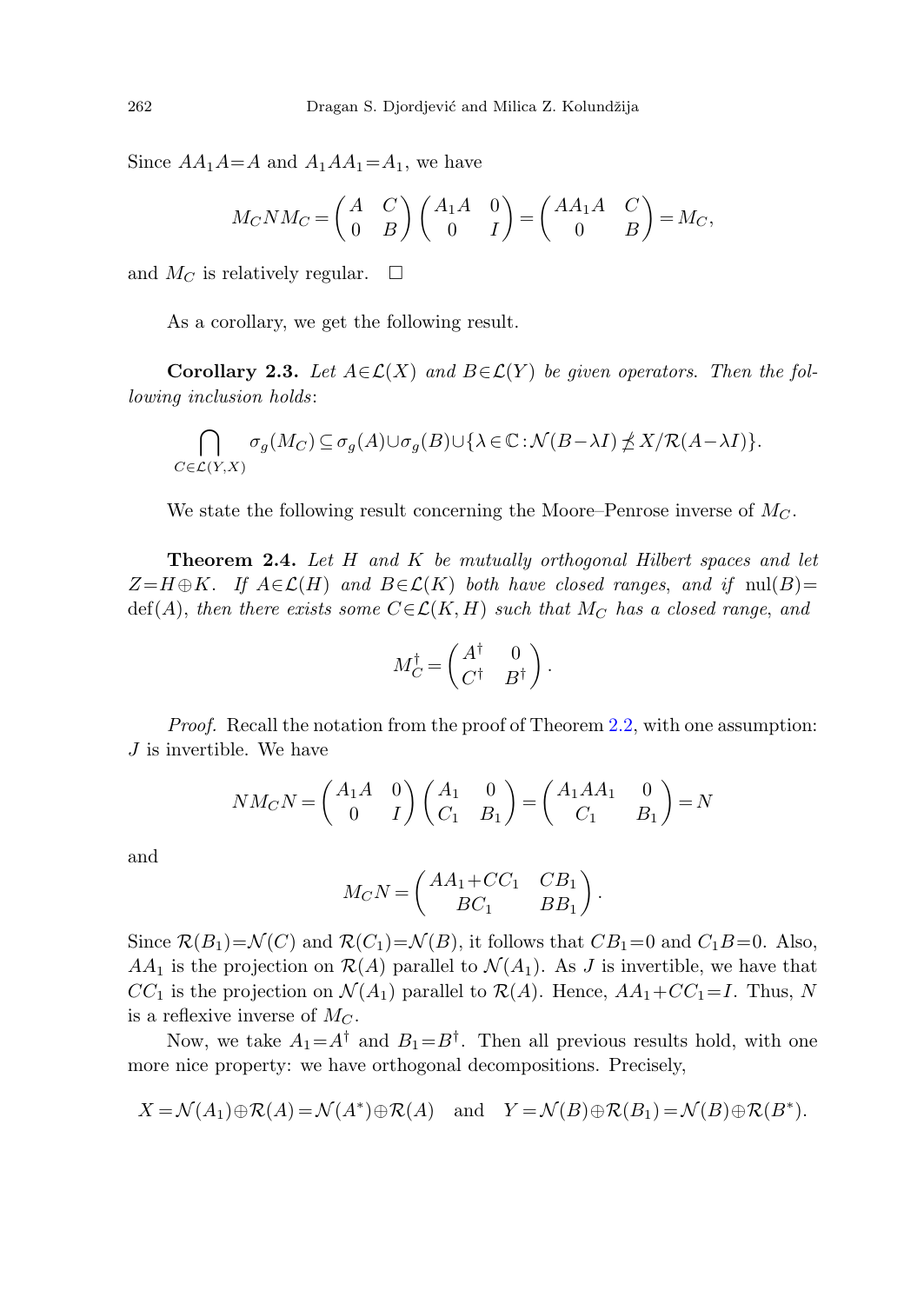Since $AA_1A=A$ and $A_1AA_1=A_1$, we have

$$M_CNM_C=\begin{pmatrix} A & C\\ 0 & B\end{pmatrix}\begin{pmatrix} A_1A & 0\\ 0 & I\end{pmatrix}=\begin{pmatrix} AA_1A & C\\ 0 & B\end{pmatrix}=M_C,$$

and $M_C$ is relatively regular. $\square$

As a corollary, we get the following result.

**Corollary 2.3.** *Let $A\in\mathcal{L}(X)$ and $B\in\mathcal{L}(Y)$ be given operators. Then the following inclusion holds*:

$$\bigcap_{C\in\mathcal{L}(Y,X)}\sigma_g(M_C)\subseteq\sigma_g(A)\cup\sigma_g(B)\cup\{\lambda\in\mathbb{C}:\mathcal{N}(B-\lambda I)\not\preceq X/\mathcal{R}(A-\lambda I)\}.$$

We state the following result concerning the Moore–Penrose inverse of $M_C$.

**Theorem 2.4.** *Let $H$ and $K$ be mutually orthogonal Hilbert spaces and let $Z=H\oplus K$. If $A\in\mathcal{L}(H)$ and $B\in\mathcal{L}(K)$ both have closed ranges, and if* $\mathrm{nul}(B)=\mathrm{def}(A)$, *then there exists some $C\in\mathcal{L}(K,H)$ such that $M_C$ has a closed range, and*

$$M_C^{\dagger}=\begin{pmatrix} A^{\dagger} & 0\\ C^{\dagger} & B^{\dagger}\end{pmatrix}.$$

*Proof.* Recall the notation from the proof of Theorem 2.2, with one assumption: $J$ is invertible. We have

$$NM_CN=\begin{pmatrix} A_1A & 0\\ 0 & I\end{pmatrix}\begin{pmatrix} A_1 & 0\\ C_1 & B_1\end{pmatrix}=\begin{pmatrix} A_1AA_1 & 0\\ C_1 & B_1\end{pmatrix}=N$$

and

$$M_CN=\begin{pmatrix} AA_1+CC_1 & CB_1\\ BC_1 & BB_1\end{pmatrix}.$$

Since $\mathcal{R}(B_1)=\mathcal{N}(C)$ and $\mathcal{R}(C_1)=\mathcal{N}(B)$, it follows that $CB_1=0$ and $C_1B=0$. Also, $AA_1$ is the projection on $\mathcal{R}(A)$ parallel to $\mathcal{N}(A_1)$. As $J$ is invertible, we have that $CC_1$ is the projection on $\mathcal{N}(A_1)$ parallel to $\mathcal{R}(A)$. Hence, $AA_1+CC_1=I$. Thus, $N$ is a reflexive inverse of $M_C$.

Now, we take $A_1=A^{\dagger}$ and $B_1=B^{\dagger}$. Then all previous results hold, with one more nice property: we have orthogonal decompositions. Precisely,

$$X=\mathcal{N}(A_1)\oplus\mathcal{R}(A)=\mathcal{N}(A^*)\oplus\mathcal{R}(A)\quad\text{and}\quad Y=\mathcal{N}(B)\oplus\mathcal{R}(B_1)=\mathcal{N}(B)\oplus\mathcal{R}(B^*).$$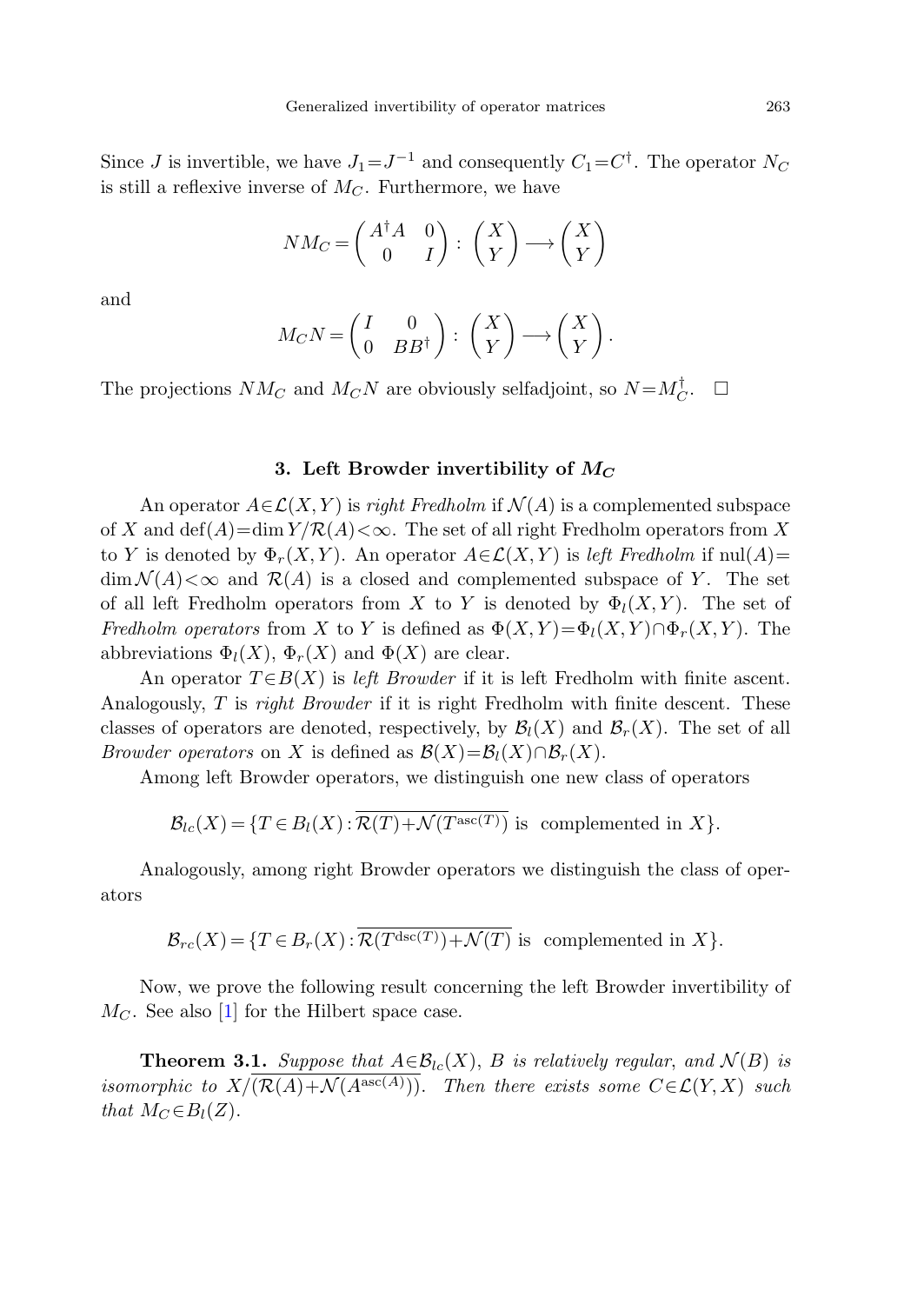Since $J$ is invertible, we have $J_1 = J^{-1}$ and consequently $C_1 = C^\dagger$. The operator $N_C$ is still a reflexive inverse of $M_C$. Furthermore, we have

$$NM_C = \begin{pmatrix} A^\dagger A & 0 \\ 0 & I \end{pmatrix} : \begin{pmatrix} X \\ Y \end{pmatrix} \longrightarrow \begin{pmatrix} X \\ Y \end{pmatrix}$$

and

$$M_C N = \begin{pmatrix} I & 0 \\ 0 & BB^\dagger \end{pmatrix} : \begin{pmatrix} X \\ Y \end{pmatrix} \longrightarrow \begin{pmatrix} X \\ Y \end{pmatrix}.$$

The projections $NM_C$ and $M_C N$ are obviously selfadjoint, so $N = M_C^\dagger$. $\square$

### 3. Left Browder invertibility of $M_C$

An operator $A \in \mathcal{L}(X,Y)$ is *right Fredholm* if $\mathcal{N}(A)$ is a complemented subspace of $X$ and $\operatorname{def}(A) = \dim Y/\mathcal{R}(A) < \infty$. The set of all right Fredholm operators from $X$ to $Y$ is denoted by $\Phi_r(X,Y)$. An operator $A \in \mathcal{L}(X,Y)$ is *left Fredholm* if $\operatorname{nul}(A) = \dim \mathcal{N}(A) < \infty$ and $\mathcal{R}(A)$ is a closed and complemented subspace of $Y$. The set of all left Fredholm operators from $X$ to $Y$ is denoted by $\Phi_l(X,Y)$. The set of *Fredholm operators* from $X$ to $Y$ is defined as $\Phi(X,Y) = \Phi_l(X,Y) \cap \Phi_r(X,Y)$. The abbreviations $\Phi_l(X)$, $\Phi_r(X)$ and $\Phi(X)$ are clear.

An operator $T \in B(X)$ is *left Browder* if it is left Fredholm with finite ascent. Analogously, $T$ is *right Browder* if it is right Fredholm with finite descent. These classes of operators are denoted, respectively, by $\mathcal{B}_l(X)$ and $\mathcal{B}_r(X)$. The set of all *Browder operators* on $X$ is defined as $\mathcal{B}(X) = \mathcal{B}_l(X) \cap \mathcal{B}_r(X)$.

Among left Browder operators, we distinguish one new class of operators

$$\mathcal{B}_{lc}(X) = \{T \in B_l(X) : \overline{\mathcal{R}(T) + \mathcal{N}(T^{\operatorname{asc}(T)})} \text{ is complemented in } X\}.$$

Analogously, among right Browder operators we distinguish the class of operators

$$\mathcal{B}_{rc}(X) = \{T \in B_r(X) : \overline{\mathcal{R}(T^{\operatorname{dsc}(T)}) + \mathcal{N}(T)} \text{ is complemented in } X\}.$$

Now, we prove the following result concerning the left Browder invertibility of $M_C$. See also [1] for the Hilbert space case.

**Theorem 3.1.** *Suppose that $A \in \mathcal{B}_{lc}(X)$, $B$ is relatively regular, and $\mathcal{N}(B)$ is isomorphic to $X/(\overline{\mathcal{R}(A) + \mathcal{N}(A^{\operatorname{asc}(A)})})$. Then there exists some $C \in \mathcal{L}(Y,X)$ such that $M_C \in B_l(Z)$.*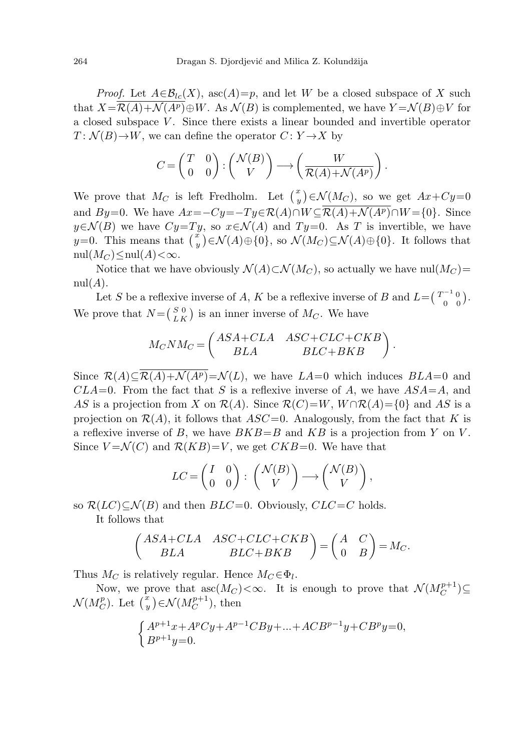*Proof.* Let $A\in\mathcal{B}_{lc}(X)$, $\operatorname{asc}(A)=p$, and let $W$ be a closed subspace of $X$ such that $X=\overline{\mathcal{R}(A)+\mathcal{N}(A^p)}\oplus W$. As $\mathcal{N}(B)$ is complemented, we have $Y=\mathcal{N}(B)\oplus V$ for a closed subspace $V$. Since there exists a linear bounded and invertible operator $T\colon \mathcal{N}(B)\to W$, we can define the operator $C\colon Y\to X$ by

$$C=\begin{pmatrix} T & 0 \\ 0 & 0 \end{pmatrix}:\begin{pmatrix} \mathcal{N}(B) \\ V \end{pmatrix}\longrightarrow\begin{pmatrix} W \\ \overline{\mathcal{R}(A)+\mathcal{N}(A^p)} \end{pmatrix}.$$

We prove that $M_C$ is left Fredholm. Let $\binom{x}{y}\in\mathcal{N}(M_C)$, so we get $Ax+Cy=0$ and $By=0$. We have $Ax=-Cy=-Ty\in\mathcal{R}(A)\cap W\subseteq\overline{\mathcal{R}(A)+\mathcal{N}(A^p)}\cap W=\{0\}$. Since $y\in\mathcal{N}(B)$ we have $Cy=Ty$, so $x\in\mathcal{N}(A)$ and $Ty=0$. As $T$ is invertible, we have $y=0$. This means that $\binom{x}{y}\in\mathcal{N}(A)\oplus\{0\}$, so $\mathcal{N}(M_C)\subseteq\mathcal{N}(A)\oplus\{0\}$. It follows that $\operatorname{nul}(M_C)\leq\operatorname{nul}(A)<\infty$.

Notice that we have obviously $\mathcal{N}(A)\subset\mathcal{N}(M_C)$, so actually we have $\operatorname{nul}(M_C)=\operatorname{nul}(A)$.

Let $S$ be a reflexive inverse of $A$, $K$ be a reflexive inverse of $B$ and $L=\begin{pmatrix} T^{-1} & 0 \\ 0 & 0 \end{pmatrix}$. We prove that $N=\begin{pmatrix} S & 0 \\ L & K \end{pmatrix}$ is an inner inverse of $M_C$. We have

$$M_CNM_C=\begin{pmatrix} ASA+CLA & ASC+CLC+CKB \\ BLA & BLC+BKB \end{pmatrix}.$$

Since $\mathcal{R}(A)\subseteq\overline{\mathcal{R}(A)+\mathcal{N}(A^p)}=\mathcal{N}(L)$, we have $LA=0$ which induces $BLA=0$ and $CLA=0$. From the fact that $S$ is a reflexive inverse of $A$, we have $ASA=A$, and $AS$ is a projection from $X$ on $\mathcal{R}(A)$. Since $\mathcal{R}(C)=W$, $W\cap\mathcal{R}(A)=\{0\}$ and $AS$ is a projection on $\mathcal{R}(A)$, it follows that $ASC=0$. Analogously, from the fact that $K$ is a reflexive inverse of $B$, we have $BKB=B$ and $KB$ is a projection from $Y$ on $V$. Since $V=\mathcal{N}(C)$ and $\mathcal{R}(KB)=V$, we get $CKB=0$. We have that

$$LC=\begin{pmatrix} I & 0 \\ 0 & 0 \end{pmatrix}:\begin{pmatrix} \mathcal{N}(B) \\ V \end{pmatrix}\longrightarrow\begin{pmatrix} \mathcal{N}(B) \\ V \end{pmatrix},$$

so $\mathcal{R}(LC)\subseteq\mathcal{N}(B)$ and then $BLC=0$. Obviously, $CLC=C$ holds.

It follows that

$$\begin{pmatrix} ASA+CLA & ASC+CLC+CKB \\ BLA & BLC+BKB \end{pmatrix}=\begin{pmatrix} A & C \\ 0 & B \end{pmatrix}=M_C.$$

Thus $M_C$ is relatively regular. Hence $M_C\in\Phi_l$.

Now, we prove that $\operatorname{asc}(M_C)<\infty$. It is enough to prove that $\mathcal{N}(M_C^{p+1})\subseteq\mathcal{N}(M_C^p)$. Let $\binom{x}{y}\in\mathcal{N}(M_C^{p+1})$, then

$$\begin{cases} A^{p+1}x+A^pCy+A^{p-1}CBy+\ldots+ACB^{p-1}y+CB^py=0, \\ B^{p+1}y=0. \end{cases}$$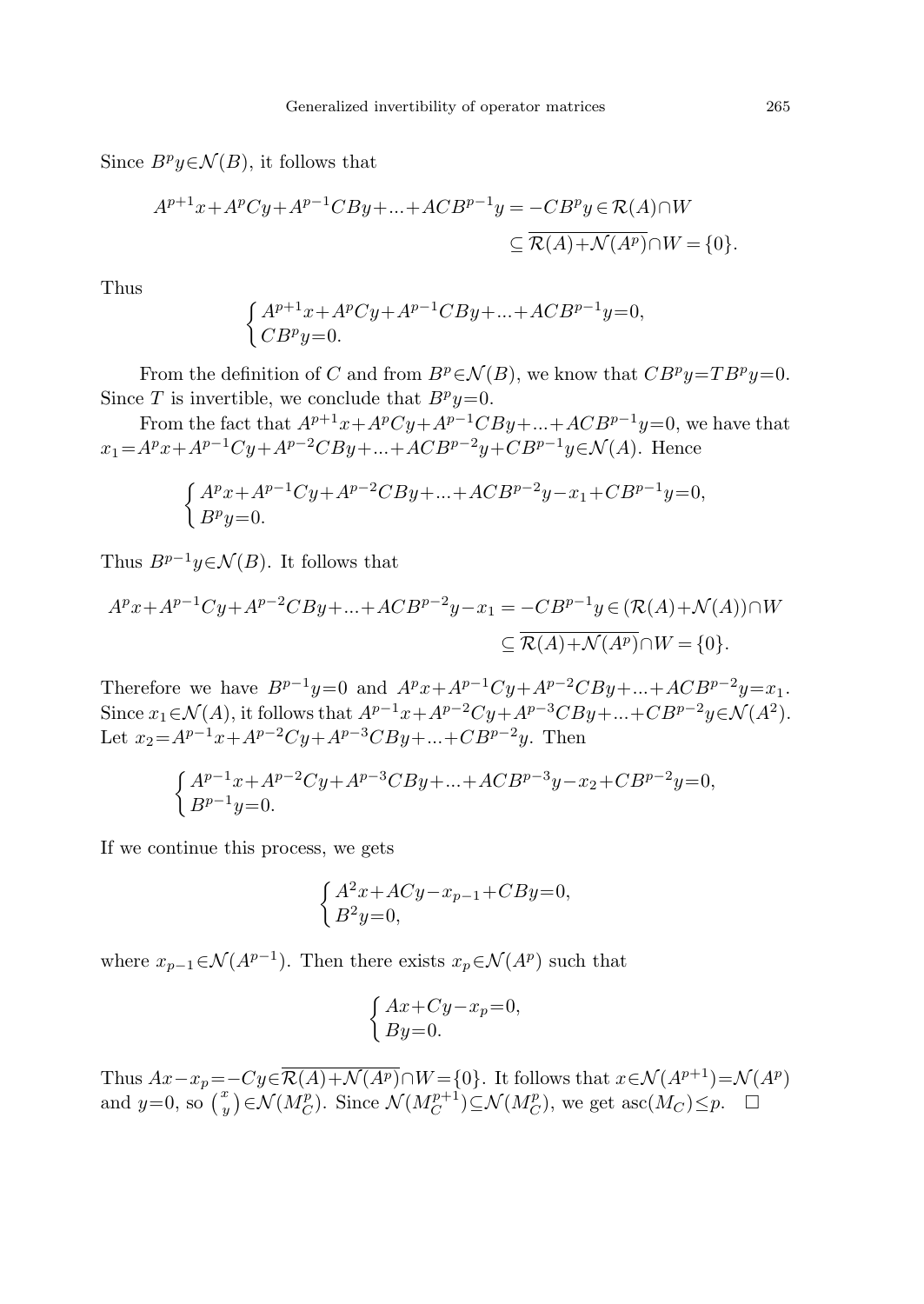Since $B^p y \in \mathcal{N}(B)$, it follows that

$$A^{p+1}x + A^p Cy + A^{p-1}CBy + ... + ACB^{p-1}y = -CB^p y \in \mathcal{R}(A) \cap W$$
$$\subseteq \overline{\mathcal{R}(A) + \mathcal{N}(A^p)} \cap W = \{0\}.$$

Thus

$$\begin{cases} A^{p+1}x + A^p Cy + A^{p-1}CBy + ... + ACB^{p-1}y = 0, \\ CB^p y = 0. \end{cases}$$

From the definition of $C$ and from $B^p \in \mathcal{N}(B)$, we know that $CB^p y = TB^p y = 0$. Since $T$ is invertible, we conclude that $B^p y = 0$.

From the fact that $A^{p+1}x + A^p Cy + A^{p-1}CBy + ... + ACB^{p-1}y = 0$, we have that $x_1 = A^p x + A^{p-1}Cy + A^{p-2}CBy + ... + ACB^{p-2}y + CB^{p-1}y \in \mathcal{N}(A)$. Hence

$$\begin{cases} A^p x + A^{p-1}Cy + A^{p-2}CBy + ... + ACB^{p-2}y - x_1 + CB^{p-1}y = 0, \\ B^p y = 0. \end{cases}$$

Thus $B^{p-1}y \in \mathcal{N}(B)$. It follows that

$$A^p x + A^{p-1}Cy + A^{p-2}CBy + ... + ACB^{p-2}y - x_1 = -CB^{p-1}y \in (\mathcal{R}(A) + \mathcal{N}(A)) \cap W$$
$$\subseteq \overline{\mathcal{R}(A) + \mathcal{N}(A^p)} \cap W = \{0\}.$$

Therefore we have $B^{p-1}y = 0$ and $A^p x + A^{p-1}Cy + A^{p-2}CBy + ... + ACB^{p-2}y = x_1$. Since $x_1 \in \mathcal{N}(A)$, it follows that $A^{p-1}x + A^{p-2}Cy + A^{p-3}CBy + ... + CB^{p-2}y \in \mathcal{N}(A^2)$. Let $x_2 = A^{p-1}x + A^{p-2}Cy + A^{p-3}CBy + ... + CB^{p-2}y$. Then

$$\begin{cases} A^{p-1}x + A^{p-2}Cy + A^{p-3}CBy + ... + ACB^{p-3}y - x_2 + CB^{p-2}y = 0, \\ B^{p-1}y = 0. \end{cases}$$

If we continue this process, we gets

$$\begin{cases} A^2 x + ACy - x_{p-1} + CBy = 0, \\ B^2 y = 0, \end{cases}$$

where $x_{p-1} \in \mathcal{N}(A^{p-1})$. Then there exists $x_p \in \mathcal{N}(A^p)$ such that

$$\begin{cases} Ax + Cy - x_p = 0, \\ By = 0. \end{cases}$$

Thus $Ax - x_p = -Cy \in \overline{\mathcal{R}(A) + \mathcal{N}(A^p)} \cap W = \{0\}$. It follows that $x \in \mathcal{N}(A^{p+1}) = \mathcal{N}(A^p)$ and $y = 0$, so $\binom{x}{y} \in \mathcal{N}(M_C^p)$. Since $\mathcal{N}(M_C^{p+1}) \subseteq \mathcal{N}(M_C^p)$, we get $\operatorname{asc}(M_C) \leq p$. $\square$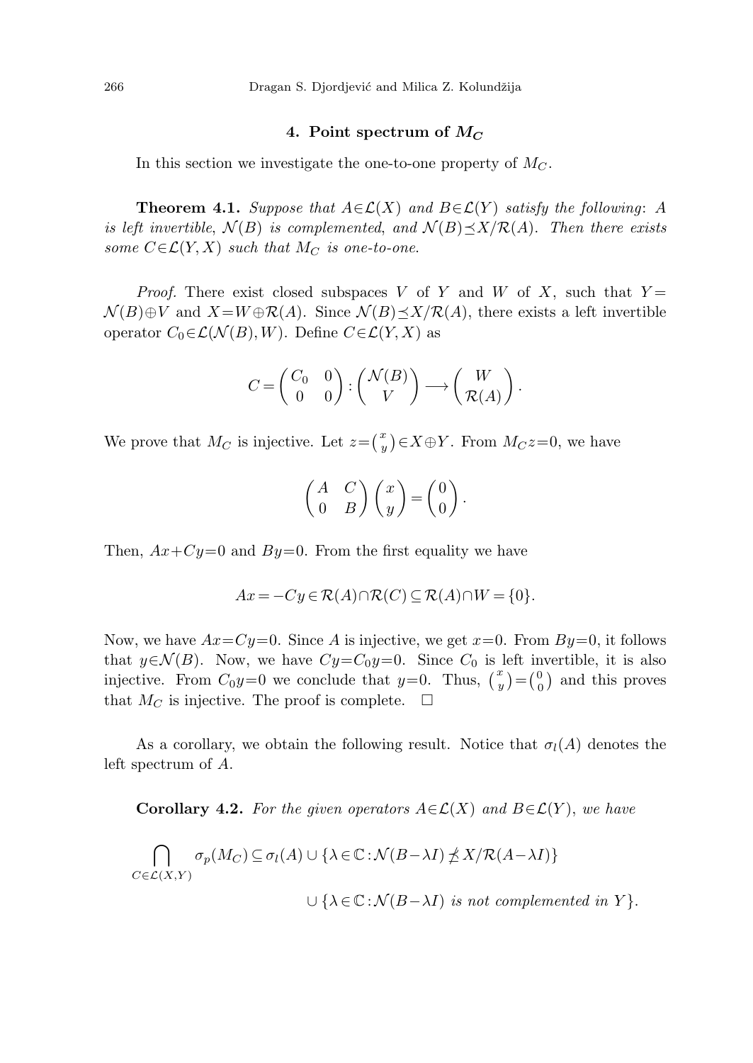## 4. Point spectrum of $M_C$

In this section we investigate the one-to-one property of $M_C$.

**Theorem 4.1.** *Suppose that $A \in \mathcal{L}(X)$ and $B \in \mathcal{L}(Y)$ satisfy the following: $A$ is left invertible, $\mathcal{N}(B)$ is complemented, and $\mathcal{N}(B) \preceq X/\mathcal{R}(A)$. Then there exists some $C \in \mathcal{L}(Y,X)$ such that $M_C$ is one-to-one.*

*Proof.* There exist closed subspaces $V$ of $Y$ and $W$ of $X$, such that $Y = \mathcal{N}(B) \oplus V$ and $X = W \oplus \mathcal{R}(A)$. Since $\mathcal{N}(B) \preceq X/\mathcal{R}(A)$, there exists a left invertible operator $C_0 \in \mathcal{L}(\mathcal{N}(B), W)$. Define $C \in \mathcal{L}(Y,X)$ as

$$C = \begin{pmatrix} C_0 & 0 \\ 0 & 0 \end{pmatrix} : \begin{pmatrix} \mathcal{N}(B) \\ V \end{pmatrix} \longrightarrow \begin{pmatrix} W \\ \mathcal{R}(A) \end{pmatrix}.$$

We prove that $M_C$ is injective. Let $z = \binom{x}{y} \in X \oplus Y$. From $M_C z = 0$, we have

$$\begin{pmatrix} A & C \\ 0 & B \end{pmatrix} \begin{pmatrix} x \\ y \end{pmatrix} = \begin{pmatrix} 0 \\ 0 \end{pmatrix}.$$

Then, $Ax + Cy = 0$ and $By = 0$. From the first equality we have

$$Ax = -Cy \in \mathcal{R}(A) \cap \mathcal{R}(C) \subseteq \mathcal{R}(A) \cap W = \{0\}.$$

Now, we have $Ax = Cy = 0$. Since $A$ is injective, we get $x = 0$. From $By = 0$, it follows that $y \in \mathcal{N}(B)$. Now, we have $Cy = C_0 y = 0$. Since $C_0$ is left invertible, it is also injective. From $C_0 y = 0$ we conclude that $y = 0$. Thus, $\binom{x}{y} = \binom{0}{0}$ and this proves that $M_C$ is injective. The proof is complete. $\square$

As a corollary, we obtain the following result. Notice that $\sigma_l(A)$ denotes the left spectrum of $A$.

**Corollary 4.2.** *For the given operators $A \in \mathcal{L}(X)$ and $B \in \mathcal{L}(Y)$, we have*

$$\bigcap_{C \in \mathcal{L}(X,Y)} \sigma_p(M_C) \subseteq \sigma_l(A) \cup \{\lambda \in \mathbb{C} : \mathcal{N}(B - \lambda I) \not\preceq X/\mathcal{R}(A - \lambda I)\}$$

$$\cup \{\lambda \in \mathbb{C} : \mathcal{N}(B - \lambda I) \text{ is not complemented in } Y\}.$$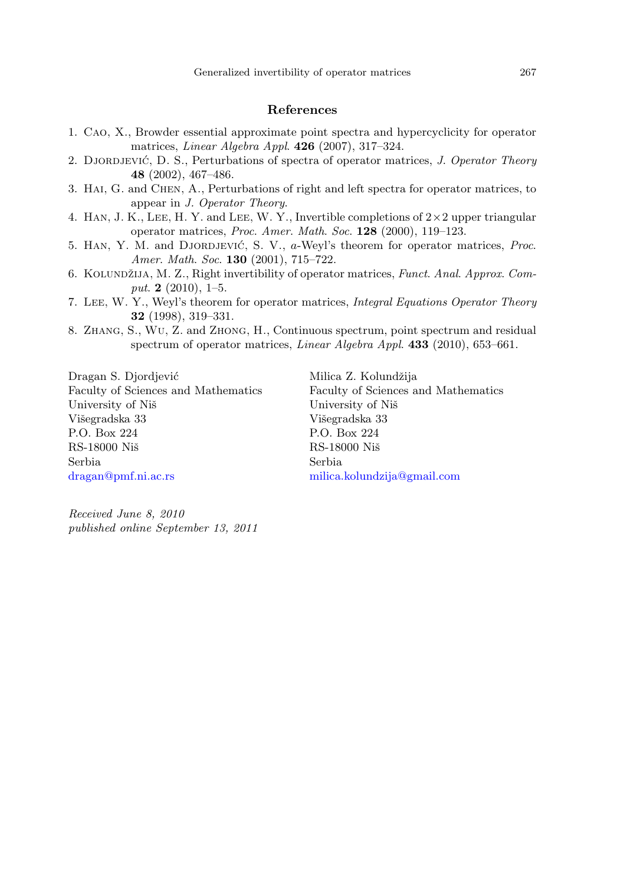## References

1. Cao, X., Browder essential approximate point spectra and hypercyclicity for operator matrices, *Linear Algebra Appl.* **426** (2007), 317–324.
2. Djordjević, D. S., Perturbations of spectra of operator matrices, *J. Operator Theory* **48** (2002), 467–486.
3. Hai, G. and Chen, A., Perturbations of right and left spectra for operator matrices, to appear in *J. Operator Theory*.
4. Han, J. K., Lee, H. Y. and Lee, W. Y., Invertible completions of $2 \times 2$ upper triangular operator matrices, *Proc. Amer. Math. Soc.* **128** (2000), 119–123.
5. Han, Y. M. and Djordjević, S. V., *a*-Weyl's theorem for operator matrices, *Proc. Amer. Math. Soc.* **130** (2001), 715–722.
6. Kolundžija, M. Z., Right invertibility of operator matrices, *Funct. Anal. Approx. Comput.* **2** (2010), 1–5.
7. Lee, W. Y., Weyl's theorem for operator matrices, *Integral Equations Operator Theory* **32** (1998), 319–331.
8. Zhang, S., Wu, Z. and Zhong, H., Continuous spectrum, point spectrum and residual spectrum of operator matrices, *Linear Algebra Appl.* **433** (2010), 653–661.

Dragan S. Djordjević
Faculty of Sciences and Mathematics
University of Niš
Višegradska 33
P.O. Box 224
RS-18000 Niš
Serbia
dragan@pmf.ni.ac.rs

Milica Z. Kolundžija
Faculty of Sciences and Mathematics
University of Niš
Višegradska 33
P.O. Box 224
RS-18000 Niš
Serbia
milica.kolundzija@gmail.com

*Received June 8, 2010*
*published online September 13, 2011*